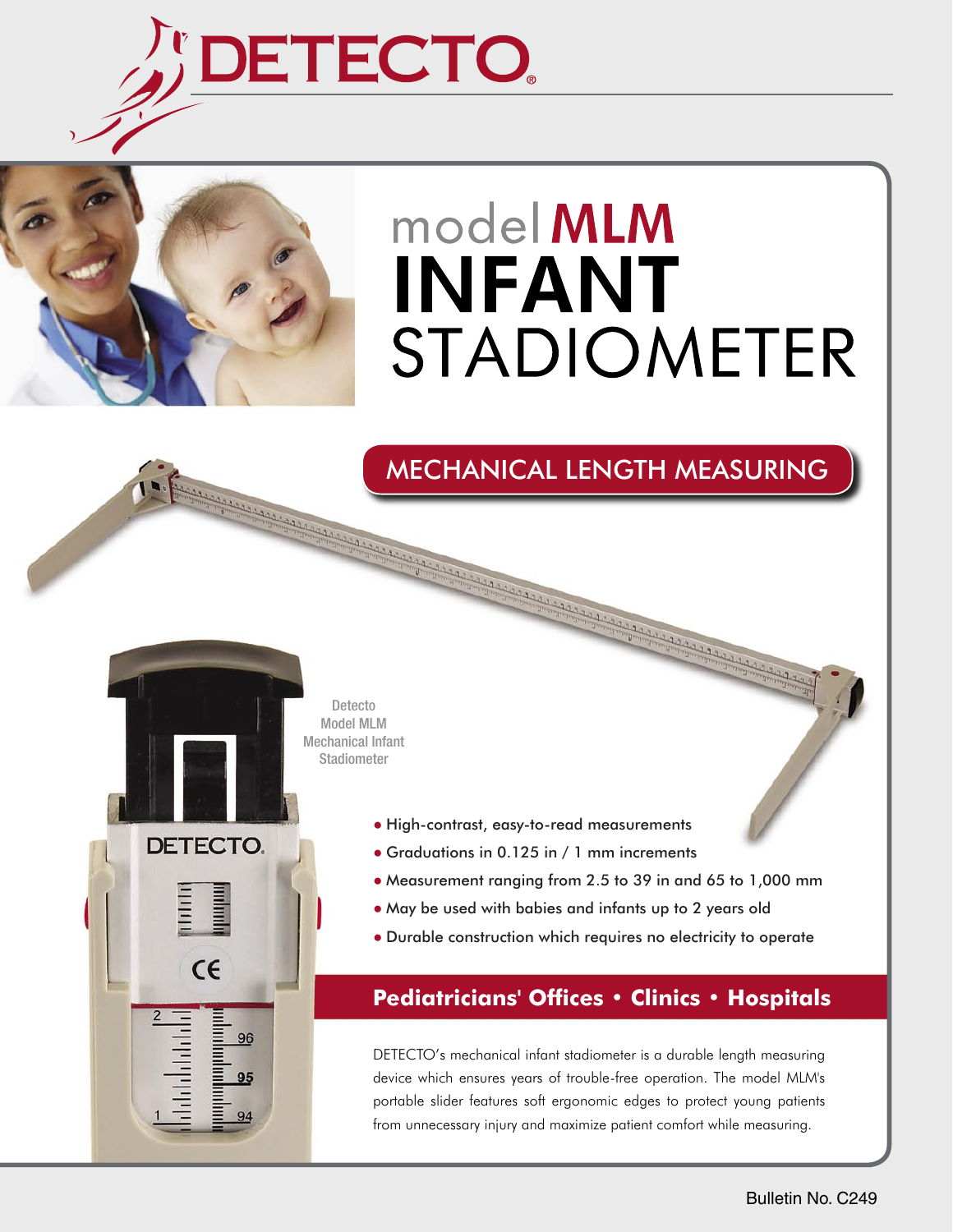# DETECTO

# model MLM INFANT STADIOMETER

## MECHANICAL LENGTH MEASURING

Detecto Model MLM Mechanical Infant Stadiometer

- High-contrast, easy-to-read measurements
- Graduations in 0.125 in / 1 mm increments
- Measurement ranging from 2.5 to 39 in and 65 to 1,000 mm
- May be used with babies and infants up to 2 years old
- Durable construction which requires no electricity to operate

## Pediatricians' Offices • Clinics • Hospitals

DETECTO's mechanical infant stadiometer is a durable length measuring device which ensures years of trouble-free operation. The model MLM's portable slider features soft ergonomic edges to protect young patients from unnecessary injury and maximize patient comfort while measuring.

Bulletin No. C249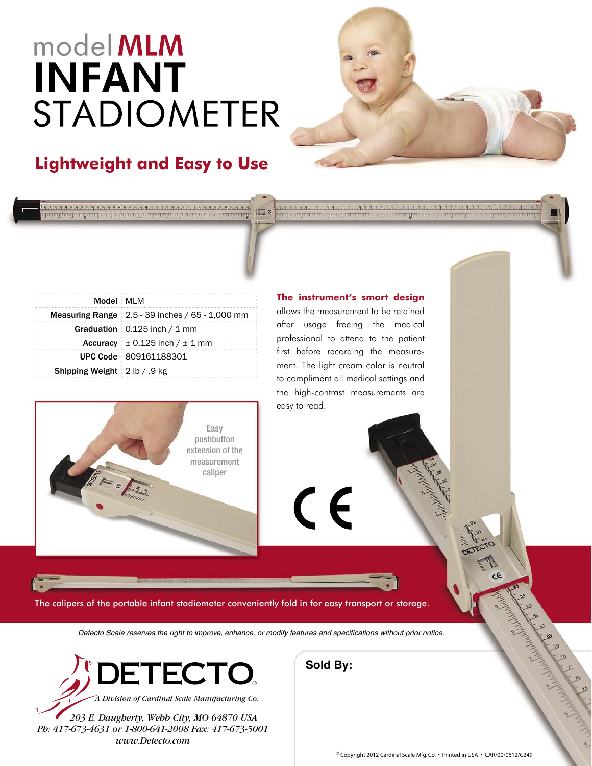# model MLM INFANT STADIOMETER

## Lightweight and Easy to Use

| Model | MLM |
|---|---|
| Measuring Range | 2.5 - 39 inches / 65 - 1,000 mm |
| Graduation | 0.125 inch / 1 mm |
| Accuracy | ± 0.125 inch / ± 1 mm |
| UPC Code | 809161188301 |
| Shipping Weight | 2 lb / .9 kg |

**The instrument's smart design** allows the measurement to be retained after usage freeing the medical professional to attend to the patient first before recording the measurement. The light cream color is neutral to compliment all medical settings and the high-contrast measurements are easy to read.

Easy pushbutton extension of the measurement caliper

CE

The calipers of the portable infant stadiometer conveniently fold in for easy transport or storage.

*Detecto Scale reserves the right to improve, enhance, or modify features and specifications without prior notice.*

**DETECTO®**

*A Division of Cardinal Scale Manufacturing Co.*

*203 E. Daugherty, Webb City, MO 64870 USA*
*Ph: 417-673-4631 or 1-800-641-2008 Fax: 417-673-5001*
*www.Detecto.com*

**Sold By:**

© Copyright 2012 Cardinal Scale Mfg. Co. • Printed in USA • CAR/00/0612/C249